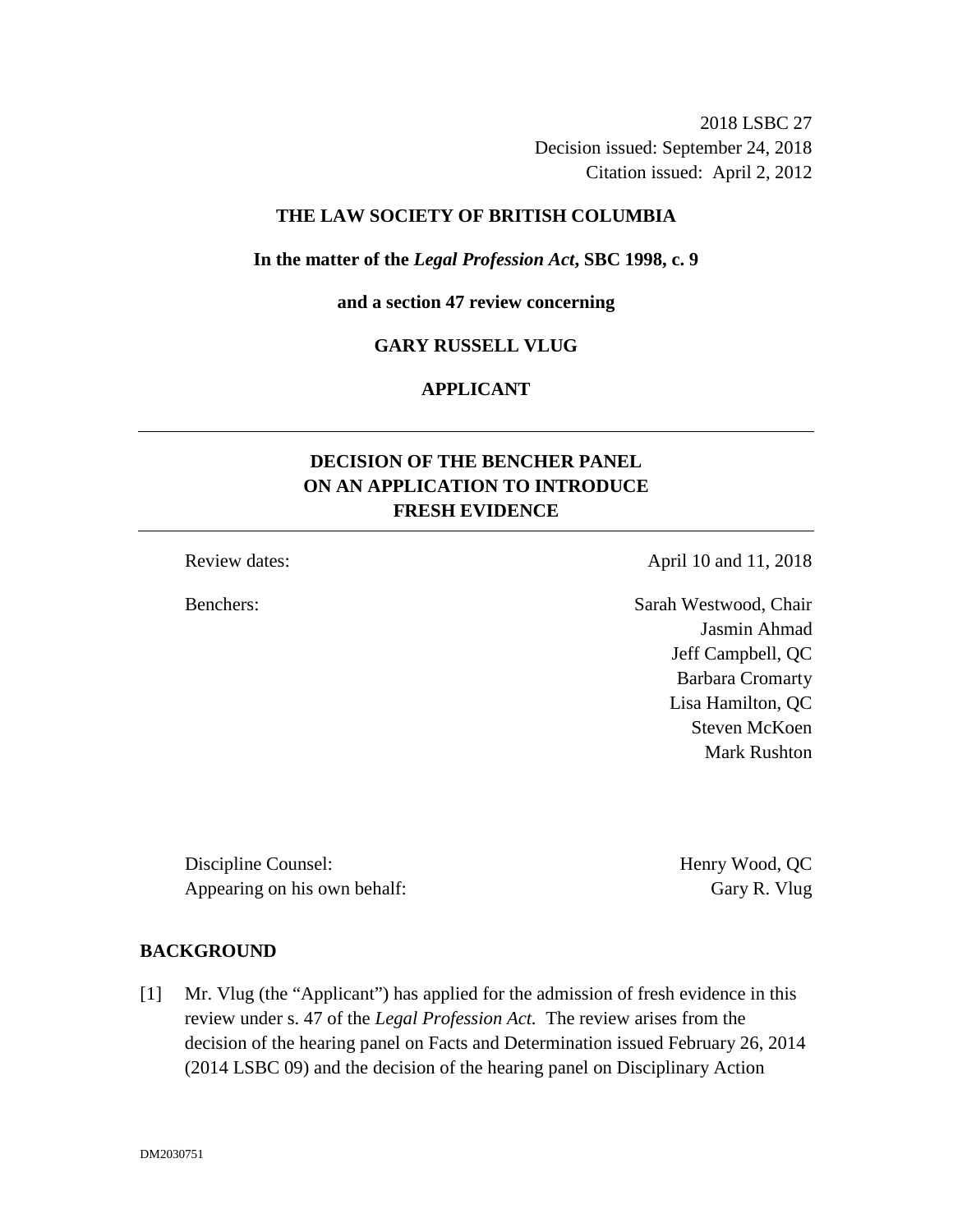2018 LSBC 27
Decision issued: September 24, 2018
Citation issued: April 2, 2012

**THE LAW SOCIETY OF BRITISH COLUMBIA**

**In the matter of the *Legal Profession Act*, SBC 1998, c. 9**

**and a section 47 review concerning**

**GARY RUSSELL VLUG**

**APPLICANT**

---

## DECISION OF THE BENCHER PANEL ON AN APPLICATION TO INTRODUCE FRESH EVIDENCE

---

Review dates: April 10 and 11, 2018

Benchers: Sarah Westwood, Chair
Jasmin Ahmad
Jeff Campbell, QC
Barbara Cromarty
Lisa Hamilton, QC
Steven McKoen
Mark Rushton

Discipline Counsel: Henry Wood, QC
Appearing on his own behalf: Gary R. Vlug

### BACKGROUND

[1] Mr. Vlug (the "Applicant") has applied for the admission of fresh evidence in this review under s. 47 of the *Legal Profession Act.* The review arises from the decision of the hearing panel on Facts and Determination issued February 26, 2014 (2014 LSBC 09) and the decision of the hearing panel on Disciplinary Action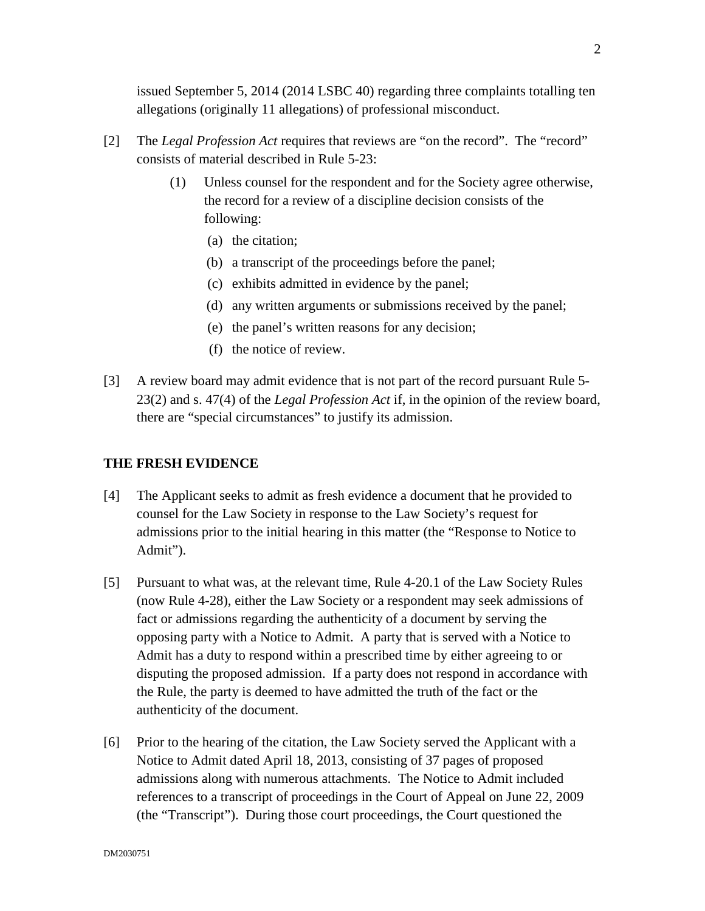issued September 5, 2014 (2014 LSBC 40) regarding three complaints totalling ten allegations (originally 11 allegations) of professional misconduct.

[2] The *Legal Profession Act* requires that reviews are "on the record". The "record" consists of material described in Rule 5-23:

> (1) Unless counsel for the respondent and for the Society agree otherwise, the record for a review of a discipline decision consists of the following:
>
> (a) the citation;
>
> (b) a transcript of the proceedings before the panel;
>
> (c) exhibits admitted in evidence by the panel;
>
> (d) any written arguments or submissions received by the panel;
>
> (e) the panel's written reasons for any decision;
>
> (f) the notice of review.

[3] A review board may admit evidence that is not part of the record pursuant Rule 5-23(2) and s. 47(4) of the *Legal Profession Act* if, in the opinion of the review board, there are "special circumstances" to justify its admission.

## THE FRESH EVIDENCE

[4] The Applicant seeks to admit as fresh evidence a document that he provided to counsel for the Law Society in response to the Law Society's request for admissions prior to the initial hearing in this matter (the "Response to Notice to Admit").

[5] Pursuant to what was, at the relevant time, Rule 4-20.1 of the Law Society Rules (now Rule 4-28), either the Law Society or a respondent may seek admissions of fact or admissions regarding the authenticity of a document by serving the opposing party with a Notice to Admit. A party that is served with a Notice to Admit has a duty to respond within a prescribed time by either agreeing to or disputing the proposed admission. If a party does not respond in accordance with the Rule, the party is deemed to have admitted the truth of the fact or the authenticity of the document.

[6] Prior to the hearing of the citation, the Law Society served the Applicant with a Notice to Admit dated April 18, 2013, consisting of 37 pages of proposed admissions along with numerous attachments. The Notice to Admit included references to a transcript of proceedings in the Court of Appeal on June 22, 2009 (the "Transcript"). During those court proceedings, the Court questioned the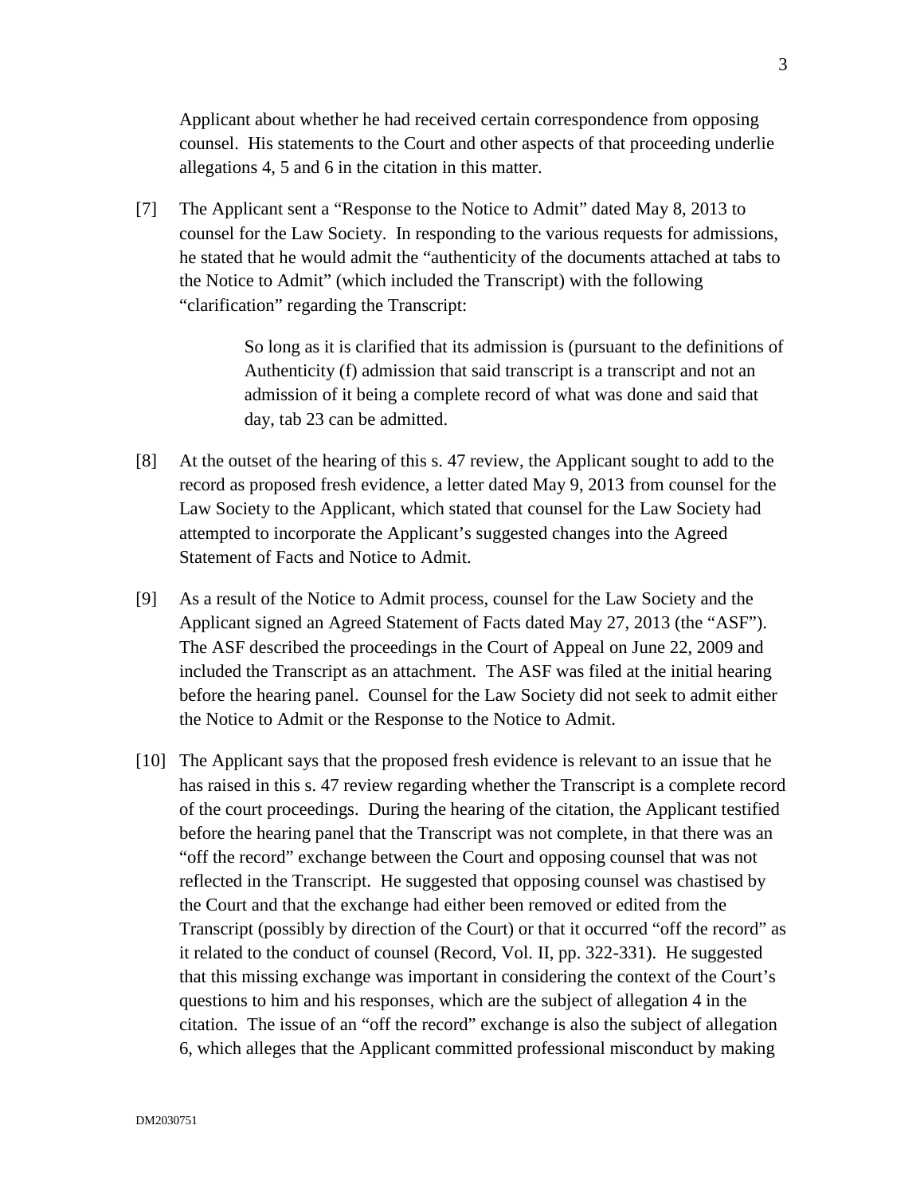Applicant about whether he had received certain correspondence from opposing counsel. His statements to the Court and other aspects of that proceeding underlie allegations 4, 5 and 6 in the citation in this matter.

[7] The Applicant sent a "Response to the Notice to Admit" dated May 8, 2013 to counsel for the Law Society. In responding to the various requests for admissions, he stated that he would admit the "authenticity of the documents attached at tabs to the Notice to Admit" (which included the Transcript) with the following "clarification" regarding the Transcript:

> So long as it is clarified that its admission is (pursuant to the definitions of Authenticity (f) admission that said transcript is a transcript and not an admission of it being a complete record of what was done and said that day, tab 23 can be admitted.

[8] At the outset of the hearing of this s. 47 review, the Applicant sought to add to the record as proposed fresh evidence, a letter dated May 9, 2013 from counsel for the Law Society to the Applicant, which stated that counsel for the Law Society had attempted to incorporate the Applicant's suggested changes into the Agreed Statement of Facts and Notice to Admit.

[9] As a result of the Notice to Admit process, counsel for the Law Society and the Applicant signed an Agreed Statement of Facts dated May 27, 2013 (the "ASF"). The ASF described the proceedings in the Court of Appeal on June 22, 2009 and included the Transcript as an attachment. The ASF was filed at the initial hearing before the hearing panel. Counsel for the Law Society did not seek to admit either the Notice to Admit or the Response to the Notice to Admit.

[10] The Applicant says that the proposed fresh evidence is relevant to an issue that he has raised in this s. 47 review regarding whether the Transcript is a complete record of the court proceedings. During the hearing of the citation, the Applicant testified before the hearing panel that the Transcript was not complete, in that there was an "off the record" exchange between the Court and opposing counsel that was not reflected in the Transcript. He suggested that opposing counsel was chastised by the Court and that the exchange had either been removed or edited from the Transcript (possibly by direction of the Court) or that it occurred "off the record" as it related to the conduct of counsel (Record, Vol. II, pp. 322-331). He suggested that this missing exchange was important in considering the context of the Court's questions to him and his responses, which are the subject of allegation 4 in the citation. The issue of an "off the record" exchange is also the subject of allegation 6, which alleges that the Applicant committed professional misconduct by making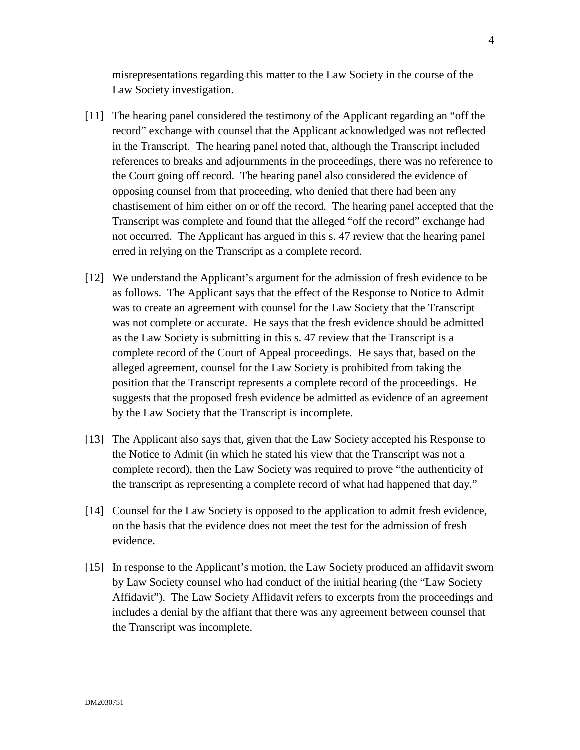misrepresentations regarding this matter to the Law Society in the course of the Law Society investigation.

[11] The hearing panel considered the testimony of the Applicant regarding an "off the record" exchange with counsel that the Applicant acknowledged was not reflected in the Transcript. The hearing panel noted that, although the Transcript included references to breaks and adjournments in the proceedings, there was no reference to the Court going off record. The hearing panel also considered the evidence of opposing counsel from that proceeding, who denied that there had been any chastisement of him either on or off the record. The hearing panel accepted that the Transcript was complete and found that the alleged "off the record" exchange had not occurred. The Applicant has argued in this s. 47 review that the hearing panel erred in relying on the Transcript as a complete record.

[12] We understand the Applicant's argument for the admission of fresh evidence to be as follows. The Applicant says that the effect of the Response to Notice to Admit was to create an agreement with counsel for the Law Society that the Transcript was not complete or accurate. He says that the fresh evidence should be admitted as the Law Society is submitting in this s. 47 review that the Transcript is a complete record of the Court of Appeal proceedings. He says that, based on the alleged agreement, counsel for the Law Society is prohibited from taking the position that the Transcript represents a complete record of the proceedings. He suggests that the proposed fresh evidence be admitted as evidence of an agreement by the Law Society that the Transcript is incomplete.

[13] The Applicant also says that, given that the Law Society accepted his Response to the Notice to Admit (in which he stated his view that the Transcript was not a complete record), then the Law Society was required to prove "the authenticity of the transcript as representing a complete record of what had happened that day."

[14] Counsel for the Law Society is opposed to the application to admit fresh evidence, on the basis that the evidence does not meet the test for the admission of fresh evidence.

[15] In response to the Applicant's motion, the Law Society produced an affidavit sworn by Law Society counsel who had conduct of the initial hearing (the "Law Society Affidavit"). The Law Society Affidavit refers to excerpts from the proceedings and includes a denial by the affiant that there was any agreement between counsel that the Transcript was incomplete.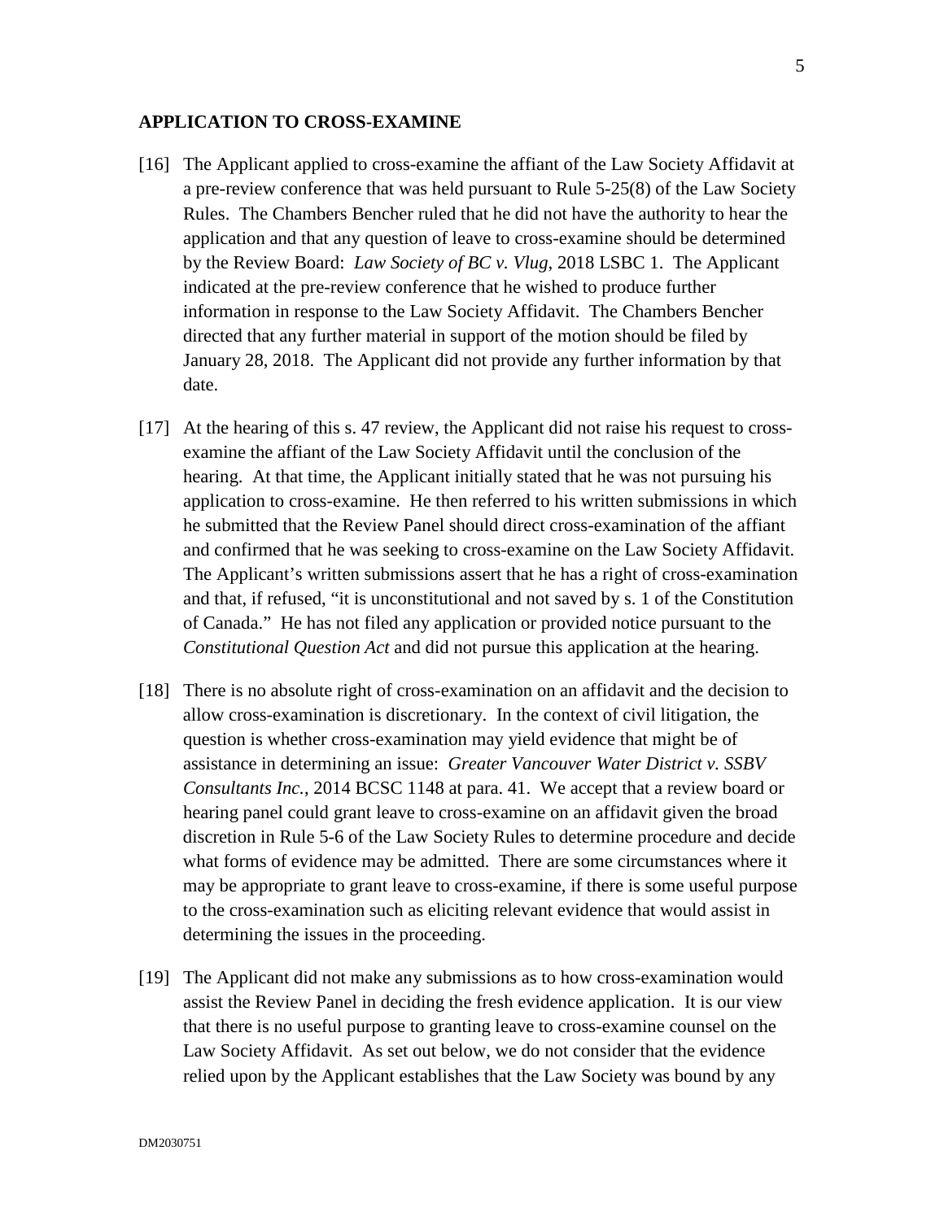## APPLICATION TO CROSS-EXAMINE

[16] The Applicant applied to cross-examine the affiant of the Law Society Affidavit at a pre-review conference that was held pursuant to Rule 5-25(8) of the Law Society Rules. The Chambers Bencher ruled that he did not have the authority to hear the application and that any question of leave to cross-examine should be determined by the Review Board: *Law Society of BC v. Vlug*, 2018 LSBC 1. The Applicant indicated at the pre-review conference that he wished to produce further information in response to the Law Society Affidavit. The Chambers Bencher directed that any further material in support of the motion should be filed by January 28, 2018. The Applicant did not provide any further information by that date.

[17] At the hearing of this s. 47 review, the Applicant did not raise his request to cross-examine the affiant of the Law Society Affidavit until the conclusion of the hearing. At that time, the Applicant initially stated that he was not pursuing his application to cross-examine. He then referred to his written submissions in which he submitted that the Review Panel should direct cross-examination of the affiant and confirmed that he was seeking to cross-examine on the Law Society Affidavit. The Applicant's written submissions assert that he has a right of cross-examination and that, if refused, "it is unconstitutional and not saved by s. 1 of the Constitution of Canada." He has not filed any application or provided notice pursuant to the *Constitutional Question Act* and did not pursue this application at the hearing.

[18] There is no absolute right of cross-examination on an affidavit and the decision to allow cross-examination is discretionary. In the context of civil litigation, the question is whether cross-examination may yield evidence that might be of assistance in determining an issue: *Greater Vancouver Water District v. SSBV Consultants Inc.*, 2014 BCSC 1148 at para. 41. We accept that a review board or hearing panel could grant leave to cross-examine on an affidavit given the broad discretion in Rule 5-6 of the Law Society Rules to determine procedure and decide what forms of evidence may be admitted. There are some circumstances where it may be appropriate to grant leave to cross-examine, if there is some useful purpose to the cross-examination such as eliciting relevant evidence that would assist in determining the issues in the proceeding.

[19] The Applicant did not make any submissions as to how cross-examination would assist the Review Panel in deciding the fresh evidence application. It is our view that there is no useful purpose to granting leave to cross-examine counsel on the Law Society Affidavit. As set out below, we do not consider that the evidence relied upon by the Applicant establishes that the Law Society was bound by any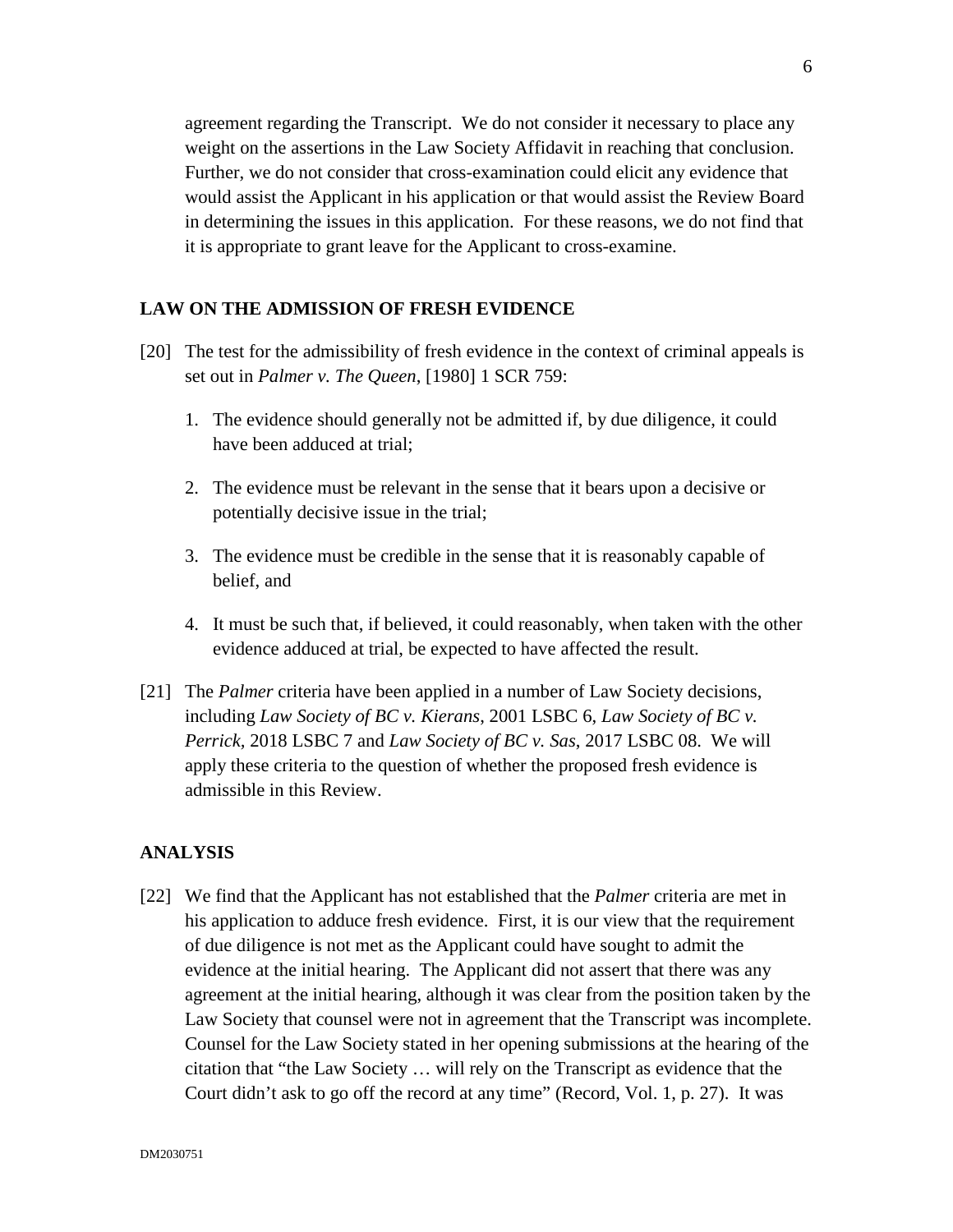agreement regarding the Transcript. We do not consider it necessary to place any weight on the assertions in the Law Society Affidavit in reaching that conclusion. Further, we do not consider that cross-examination could elicit any evidence that would assist the Applicant in his application or that would assist the Review Board in determining the issues in this application. For these reasons, we do not find that it is appropriate to grant leave for the Applicant to cross-examine.

## LAW ON THE ADMISSION OF FRESH EVIDENCE

[20] The test for the admissibility of fresh evidence in the context of criminal appeals is set out in *Palmer v. The Queen*, [1980] 1 SCR 759:

1. The evidence should generally not be admitted if, by due diligence, it could have been adduced at trial;
2. The evidence must be relevant in the sense that it bears upon a decisive or potentially decisive issue in the trial;
3. The evidence must be credible in the sense that it is reasonably capable of belief, and
4. It must be such that, if believed, it could reasonably, when taken with the other evidence adduced at trial, be expected to have affected the result.

[21] The *Palmer* criteria have been applied in a number of Law Society decisions, including *Law Society of BC v. Kierans*, 2001 LSBC 6, *Law Society of BC v. Perrick*, 2018 LSBC 7 and *Law Society of BC v. Sas*, 2017 LSBC 08. We will apply these criteria to the question of whether the proposed fresh evidence is admissible in this Review.

## ANALYSIS

[22] We find that the Applicant has not established that the *Palmer* criteria are met in his application to adduce fresh evidence. First, it is our view that the requirement of due diligence is not met as the Applicant could have sought to admit the evidence at the initial hearing. The Applicant did not assert that there was any agreement at the initial hearing, although it was clear from the position taken by the Law Society that counsel were not in agreement that the Transcript was incomplete. Counsel for the Law Society stated in her opening submissions at the hearing of the citation that "the Law Society … will rely on the Transcript as evidence that the Court didn't ask to go off the record at any time" (Record, Vol. 1, p. 27). It was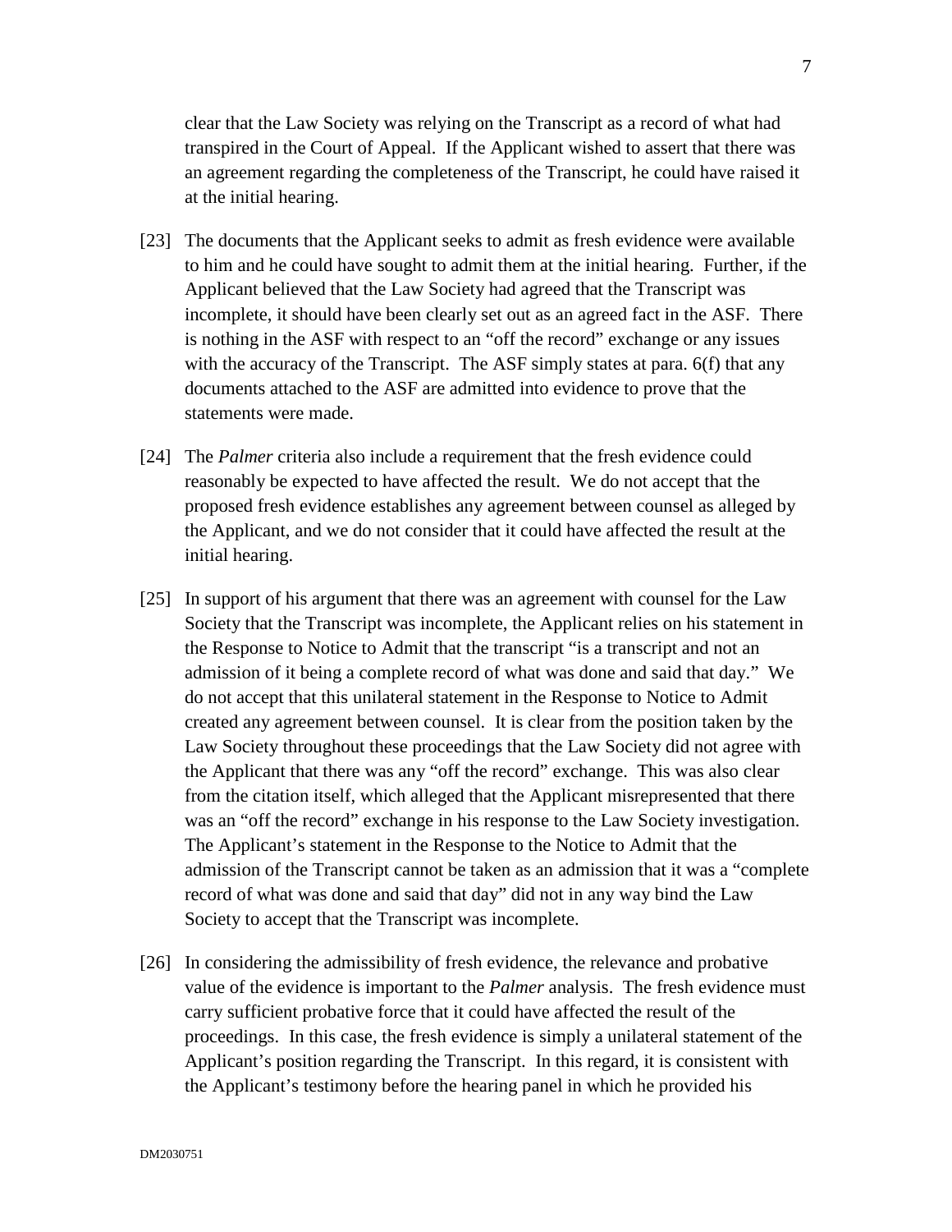clear that the Law Society was relying on the Transcript as a record of what had transpired in the Court of Appeal. If the Applicant wished to assert that there was an agreement regarding the completeness of the Transcript, he could have raised it at the initial hearing.

[23] The documents that the Applicant seeks to admit as fresh evidence were available to him and he could have sought to admit them at the initial hearing. Further, if the Applicant believed that the Law Society had agreed that the Transcript was incomplete, it should have been clearly set out as an agreed fact in the ASF. There is nothing in the ASF with respect to an "off the record" exchange or any issues with the accuracy of the Transcript. The ASF simply states at para. 6(f) that any documents attached to the ASF are admitted into evidence to prove that the statements were made.

[24] The *Palmer* criteria also include a requirement that the fresh evidence could reasonably be expected to have affected the result. We do not accept that the proposed fresh evidence establishes any agreement between counsel as alleged by the Applicant, and we do not consider that it could have affected the result at the initial hearing.

[25] In support of his argument that there was an agreement with counsel for the Law Society that the Transcript was incomplete, the Applicant relies on his statement in the Response to Notice to Admit that the transcript "is a transcript and not an admission of it being a complete record of what was done and said that day." We do not accept that this unilateral statement in the Response to Notice to Admit created any agreement between counsel. It is clear from the position taken by the Law Society throughout these proceedings that the Law Society did not agree with the Applicant that there was any "off the record" exchange. This was also clear from the citation itself, which alleged that the Applicant misrepresented that there was an "off the record" exchange in his response to the Law Society investigation. The Applicant's statement in the Response to the Notice to Admit that the admission of the Transcript cannot be taken as an admission that it was a "complete record of what was done and said that day" did not in any way bind the Law Society to accept that the Transcript was incomplete.

[26] In considering the admissibility of fresh evidence, the relevance and probative value of the evidence is important to the *Palmer* analysis. The fresh evidence must carry sufficient probative force that it could have affected the result of the proceedings. In this case, the fresh evidence is simply a unilateral statement of the Applicant's position regarding the Transcript. In this regard, it is consistent with the Applicant's testimony before the hearing panel in which he provided his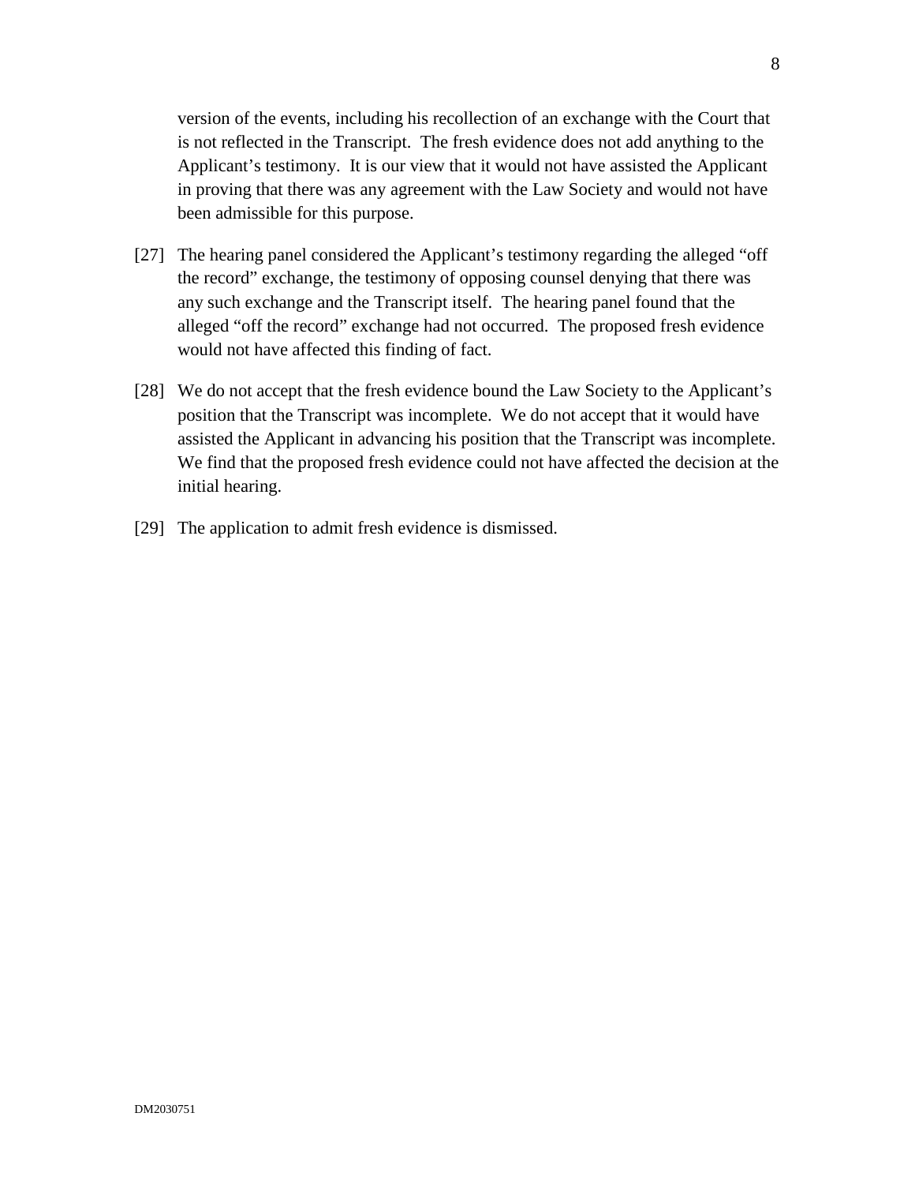version of the events, including his recollection of an exchange with the Court that is not reflected in the Transcript. The fresh evidence does not add anything to the Applicant's testimony. It is our view that it would not have assisted the Applicant in proving that there was any agreement with the Law Society and would not have been admissible for this purpose.

[27] The hearing panel considered the Applicant's testimony regarding the alleged "off the record" exchange, the testimony of opposing counsel denying that there was any such exchange and the Transcript itself. The hearing panel found that the alleged "off the record" exchange had not occurred. The proposed fresh evidence would not have affected this finding of fact.

[28] We do not accept that the fresh evidence bound the Law Society to the Applicant's position that the Transcript was incomplete. We do not accept that it would have assisted the Applicant in advancing his position that the Transcript was incomplete. We find that the proposed fresh evidence could not have affected the decision at the initial hearing.

[29] The application to admit fresh evidence is dismissed.

DM2030751